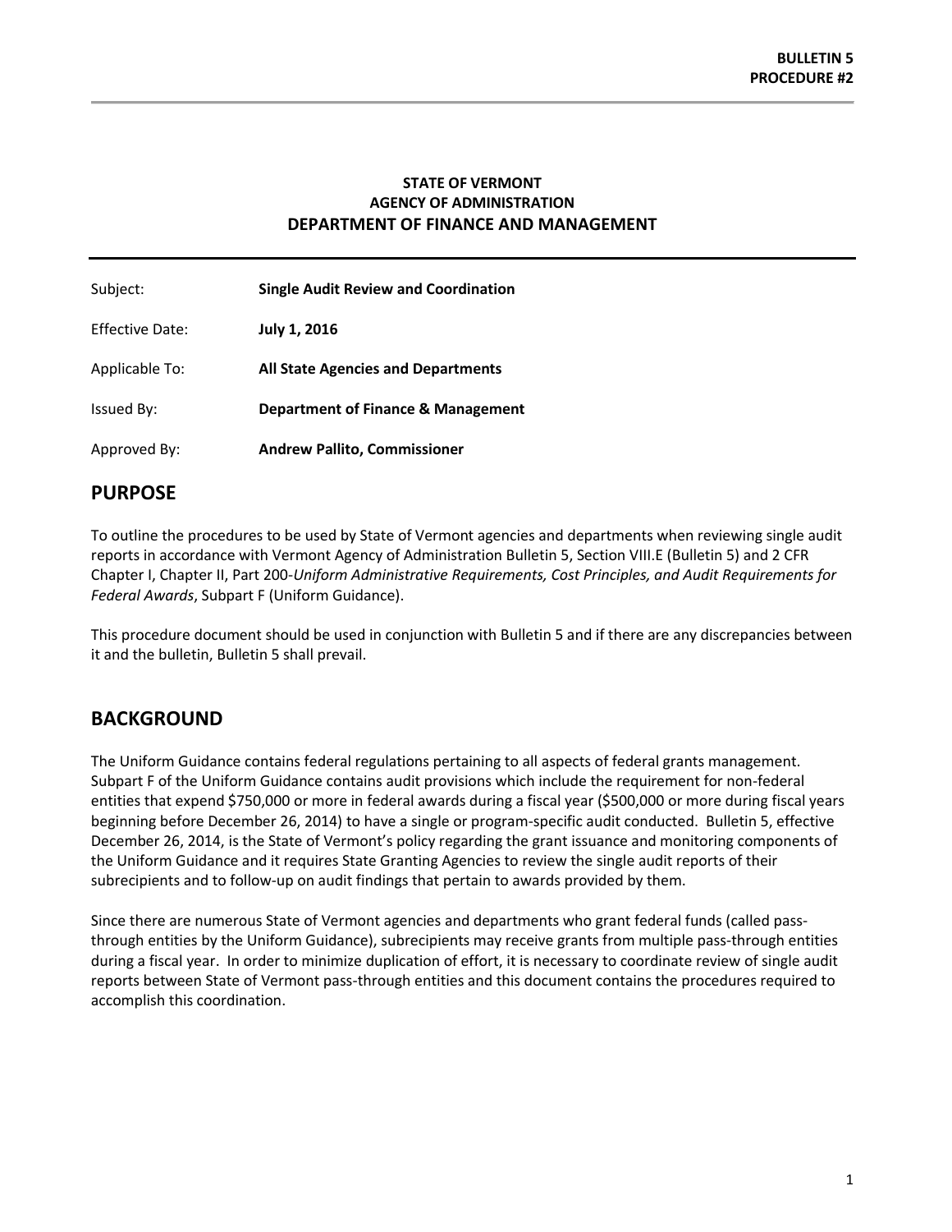**BULLETIN 5**
**PROCEDURE #2**

**STATE OF VERMONT**
**AGENCY OF ADMINISTRATION**
**DEPARTMENT OF FINANCE AND MANAGEMENT**

| | |
|---|---|
| Subject: | **Single Audit Review and Coordination** |
| Effective Date: | **July 1, 2016** |
| Applicable To: | **All State Agencies and Departments** |
| Issued By: | **Department of Finance & Management** |
| Approved By: | **Andrew Pallito, Commissioner** |

## PURPOSE

To outline the procedures to be used by State of Vermont agencies and departments when reviewing single audit reports in accordance with Vermont Agency of Administration Bulletin 5, Section VIII.E (Bulletin 5) and 2 CFR Chapter I, Chapter II, Part 200-*Uniform Administrative Requirements, Cost Principles, and Audit Requirements for Federal Awards*, Subpart F (Uniform Guidance).

This procedure document should be used in conjunction with Bulletin 5 and if there are any discrepancies between it and the bulletin, Bulletin 5 shall prevail.

## BACKGROUND

The Uniform Guidance contains federal regulations pertaining to all aspects of federal grants management. Subpart F of the Uniform Guidance contains audit provisions which include the requirement for non-federal entities that expend $750,000 or more in federal awards during a fiscal year ($500,000 or more during fiscal years beginning before December 26, 2014) to have a single or program-specific audit conducted. Bulletin 5, effective December 26, 2014, is the State of Vermont's policy regarding the grant issuance and monitoring components of the Uniform Guidance and it requires State Granting Agencies to review the single audit reports of their subrecipients and to follow-up on audit findings that pertain to awards provided by them.

Since there are numerous State of Vermont agencies and departments who grant federal funds (called pass-through entities by the Uniform Guidance), subrecipients may receive grants from multiple pass-through entities during a fiscal year. In order to minimize duplication of effort, it is necessary to coordinate review of single audit reports between State of Vermont pass-through entities and this document contains the procedures required to accomplish this coordination.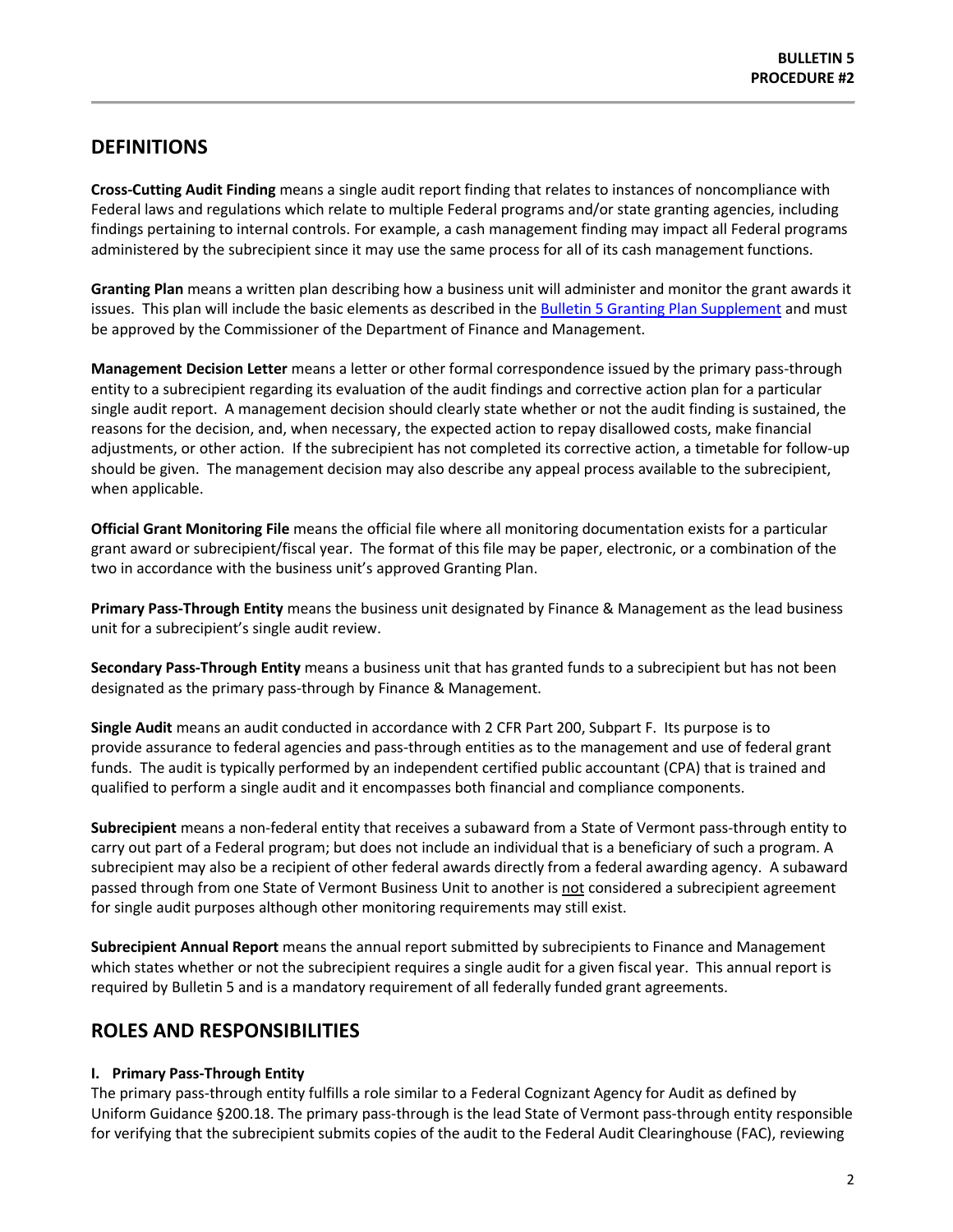## DEFINITIONS

**Cross-Cutting Audit Finding** means a single audit report finding that relates to instances of noncompliance with Federal laws and regulations which relate to multiple Federal programs and/or state granting agencies, including findings pertaining to internal controls. For example, a cash management finding may impact all Federal programs administered by the subrecipient since it may use the same process for all of its cash management functions.

**Granting Plan** means a written plan describing how a business unit will administer and monitor the grant awards it issues. This plan will include the basic elements as described in the Bulletin 5 Granting Plan Supplement and must be approved by the Commissioner of the Department of Finance and Management.

**Management Decision Letter** means a letter or other formal correspondence issued by the primary pass-through entity to a subrecipient regarding its evaluation of the audit findings and corrective action plan for a particular single audit report. A management decision should clearly state whether or not the audit finding is sustained, the reasons for the decision, and, when necessary, the expected action to repay disallowed costs, make financial adjustments, or other action. If the subrecipient has not completed its corrective action, a timetable for follow-up should be given. The management decision may also describe any appeal process available to the subrecipient, when applicable.

**Official Grant Monitoring File** means the official file where all monitoring documentation exists for a particular grant award or subrecipient/fiscal year. The format of this file may be paper, electronic, or a combination of the two in accordance with the business unit's approved Granting Plan.

**Primary Pass-Through Entity** means the business unit designated by Finance & Management as the lead business unit for a subrecipient's single audit review.

**Secondary Pass-Through Entity** means a business unit that has granted funds to a subrecipient but has not been designated as the primary pass-through by Finance & Management.

**Single Audit** means an audit conducted in accordance with 2 CFR Part 200, Subpart F. Its purpose is to provide assurance to federal agencies and pass-through entities as to the management and use of federal grant funds. The audit is typically performed by an independent certified public accountant (CPA) that is trained and qualified to perform a single audit and it encompasses both financial and compliance components.

**Subrecipient** means a non-federal entity that receives a subaward from a State of Vermont pass-through entity to carry out part of a Federal program; but does not include an individual that is a beneficiary of such a program. A subrecipient may also be a recipient of other federal awards directly from a federal awarding agency. A subaward passed through from one State of Vermont Business Unit to another is not considered a subrecipient agreement for single audit purposes although other monitoring requirements may still exist.

**Subrecipient Annual Report** means the annual report submitted by subrecipients to Finance and Management which states whether or not the subrecipient requires a single audit for a given fiscal year. This annual report is required by Bulletin 5 and is a mandatory requirement of all federally funded grant agreements.

## ROLES AND RESPONSIBILITIES

#### I. Primary Pass-Through Entity

The primary pass-through entity fulfills a role similar to a Federal Cognizant Agency for Audit as defined by Uniform Guidance §200.18. The primary pass-through is the lead State of Vermont pass-through entity responsible for verifying that the subrecipient submits copies of the audit to the Federal Audit Clearinghouse (FAC), reviewing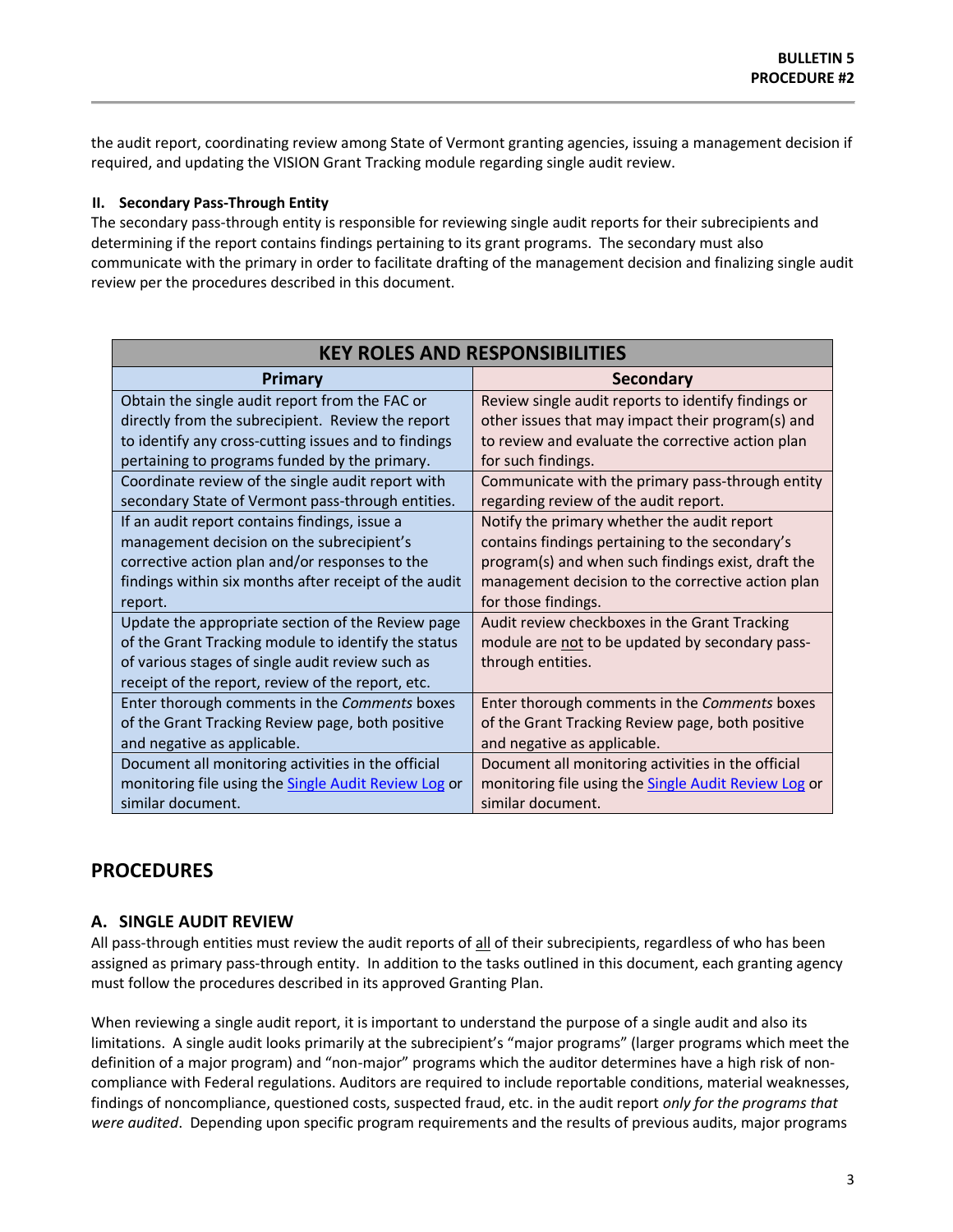the audit report, coordinating review among State of Vermont granting agencies, issuing a management decision if required, and updating the VISION Grant Tracking module regarding single audit review.

#### II. Secondary Pass-Through Entity

The secondary pass-through entity is responsible for reviewing single audit reports for their subrecipients and determining if the report contains findings pertaining to its grant programs. The secondary must also communicate with the primary in order to facilitate drafting of the management decision and finalizing single audit review per the procedures described in this document.

| KEY ROLES AND RESPONSIBILITIES | |
|---|---|
| **Primary** | **Secondary** |
| Obtain the single audit report from the FAC or directly from the subrecipient. Review the report to identify any cross-cutting issues and to findings pertaining to programs funded by the primary. | Review single audit reports to identify findings or other issues that may impact their program(s) and to review and evaluate the corrective action plan for such findings. |
| Coordinate review of the single audit report with secondary State of Vermont pass-through entities. | Communicate with the primary pass-through entity regarding review of the audit report. |
| If an audit report contains findings, issue a management decision on the subrecipient's corrective action plan and/or responses to the findings within six months after receipt of the audit report. | Notify the primary whether the audit report contains findings pertaining to the secondary's program(s) and when such findings exist, draft the management decision to the corrective action plan for those findings. |
| Update the appropriate section of the Review page of the Grant Tracking module to identify the status of various stages of single audit review such as receipt of the report, review of the report, etc. | Audit review checkboxes in the Grant Tracking module are not to be updated by secondary pass-through entities. |
| Enter thorough comments in the *Comments* boxes of the Grant Tracking Review page, both positive and negative as applicable. | Enter thorough comments in the *Comments* boxes of the Grant Tracking Review page, both positive and negative as applicable. |
| Document all monitoring activities in the official monitoring file using the Single Audit Review Log or similar document. | Document all monitoring activities in the official monitoring file using the Single Audit Review Log or similar document. |

## PROCEDURES

### A. SINGLE AUDIT REVIEW

All pass-through entities must review the audit reports of all of their subrecipients, regardless of who has been assigned as primary pass-through entity. In addition to the tasks outlined in this document, each granting agency must follow the procedures described in its approved Granting Plan.

When reviewing a single audit report, it is important to understand the purpose of a single audit and also its limitations. A single audit looks primarily at the subrecipient's "major programs" (larger programs which meet the definition of a major program) and "non-major" programs which the auditor determines have a high risk of non-compliance with Federal regulations. Auditors are required to include reportable conditions, material weaknesses, findings of noncompliance, questioned costs, suspected fraud, etc. in the audit report *only for the programs that were audited*. Depending upon specific program requirements and the results of previous audits, major programs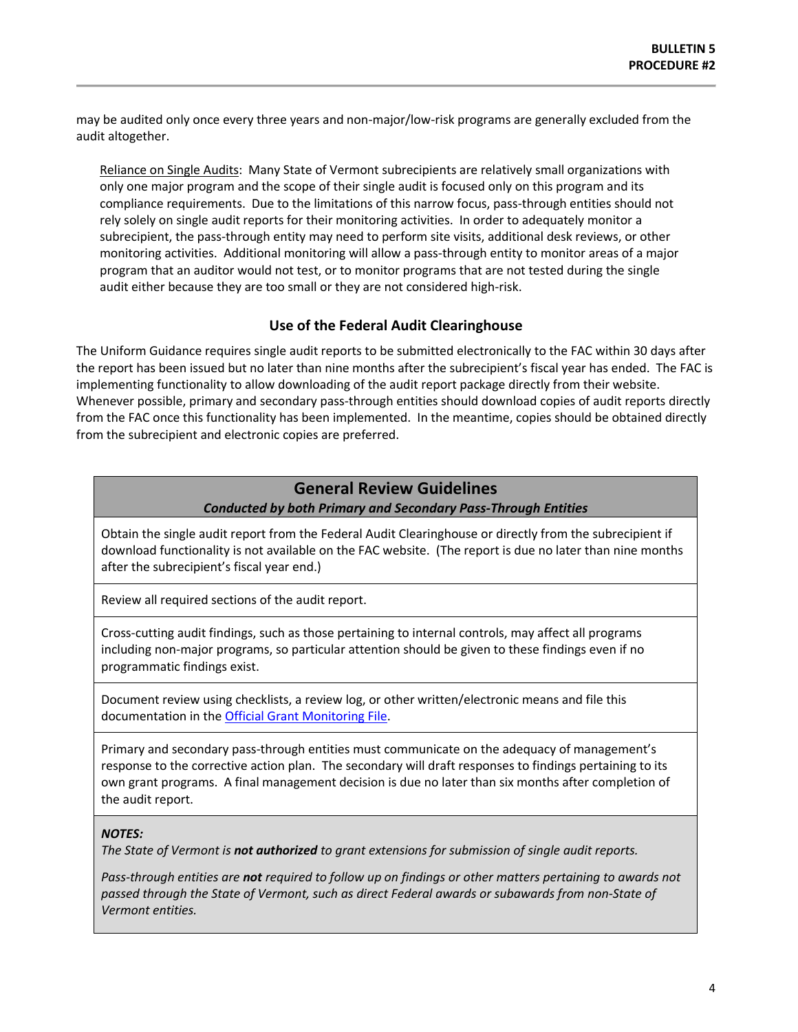may be audited only once every three years and non-major/low-risk programs are generally excluded from the audit altogether.

Reliance on Single Audits: Many State of Vermont subrecipients are relatively small organizations with only one major program and the scope of their single audit is focused only on this program and its compliance requirements. Due to the limitations of this narrow focus, pass-through entities should not rely solely on single audit reports for their monitoring activities. In order to adequately monitor a subrecipient, the pass-through entity may need to perform site visits, additional desk reviews, or other monitoring activities. Additional monitoring will allow a pass-through entity to monitor areas of a major program that an auditor would not test, or to monitor programs that are not tested during the single audit either because they are too small or they are not considered high-risk.

### Use of the Federal Audit Clearinghouse

The Uniform Guidance requires single audit reports to be submitted electronically to the FAC within 30 days after the report has been issued but no later than nine months after the subrecipient's fiscal year has ended. The FAC is implementing functionality to allow downloading of the audit report package directly from their website. Whenever possible, primary and secondary pass-through entities should download copies of audit reports directly from the FAC once this functionality has been implemented. In the meantime, copies should be obtained directly from the subrecipient and electronic copies are preferred.

## General Review Guidelines

***Conducted by both Primary and Secondary Pass-Through Entities***

Obtain the single audit report from the Federal Audit Clearinghouse or directly from the subrecipient if download functionality is not available on the FAC website. (The report is due no later than nine months after the subrecipient's fiscal year end.)

Review all required sections of the audit report.

Cross-cutting audit findings, such as those pertaining to internal controls, may affect all programs including non-major programs, so particular attention should be given to these findings even if no programmatic findings exist.

Document review using checklists, a review log, or other written/electronic means and file this documentation in the Official Grant Monitoring File.

Primary and secondary pass-through entities must communicate on the adequacy of management's response to the corrective action plan. The secondary will draft responses to findings pertaining to its own grant programs. A final management decision is due no later than six months after completion of the audit report.

***NOTES:***

*The State of Vermont is **not authorized** to grant extensions for submission of single audit reports.*

*Pass-through entities are **not** required to follow up on findings or other matters pertaining to awards not passed through the State of Vermont, such as direct Federal awards or subawards from non-State of Vermont entities.*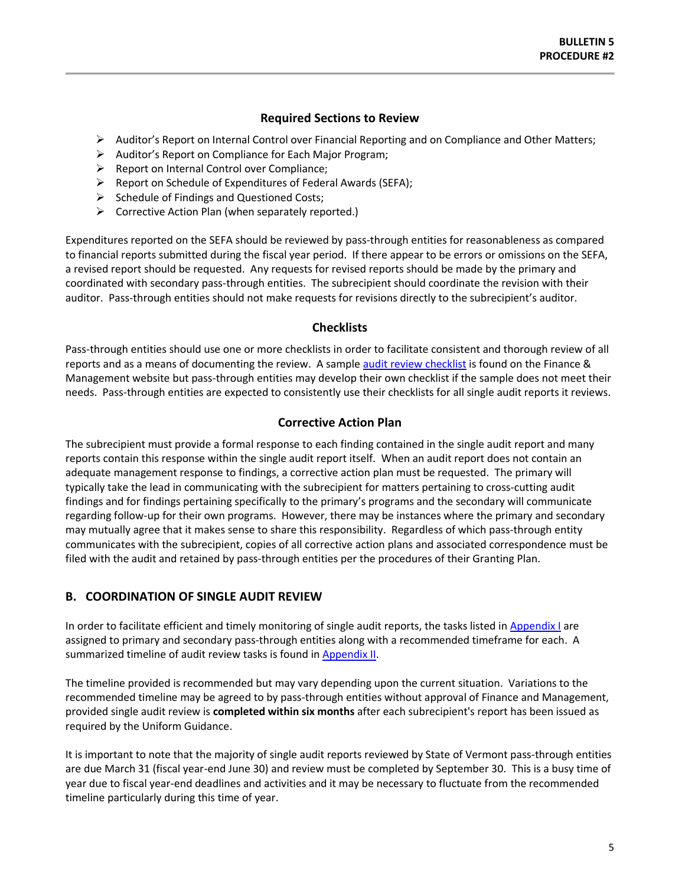### Required Sections to Review

- Auditor's Report on Internal Control over Financial Reporting and on Compliance and Other Matters;
- Auditor's Report on Compliance for Each Major Program;
- Report on Internal Control over Compliance;
- Report on Schedule of Expenditures of Federal Awards (SEFA);
- Schedule of Findings and Questioned Costs;
- Corrective Action Plan (when separately reported.)

Expenditures reported on the SEFA should be reviewed by pass-through entities for reasonableness as compared to financial reports submitted during the fiscal year period. If there appear to be errors or omissions on the SEFA, a revised report should be requested. Any requests for revised reports should be made by the primary and coordinated with secondary pass-through entities. The subrecipient should coordinate the revision with their auditor. Pass-through entities should not make requests for revisions directly to the subrecipient's auditor.

### Checklists

Pass-through entities should use one or more checklists in order to facilitate consistent and thorough review of all reports and as a means of documenting the review. A sample audit review checklist is found on the Finance & Management website but pass-through entities may develop their own checklist if the sample does not meet their needs. Pass-through entities are expected to consistently use their checklists for all single audit reports it reviews.

### Corrective Action Plan

The subrecipient must provide a formal response to each finding contained in the single audit report and many reports contain this response within the single audit report itself. When an audit report does not contain an adequate management response to findings, a corrective action plan must be requested. The primary will typically take the lead in communicating with the subrecipient for matters pertaining to cross-cutting audit findings and for findings pertaining specifically to the primary's programs and the secondary will communicate regarding follow-up for their own programs. However, there may be instances where the primary and secondary may mutually agree that it makes sense to share this responsibility. Regardless of which pass-through entity communicates with the subrecipient, copies of all corrective action plans and associated correspondence must be filed with the audit and retained by pass-through entities per the procedures of their Granting Plan.

## B. COORDINATION OF SINGLE AUDIT REVIEW

In order to facilitate efficient and timely monitoring of single audit reports, the tasks listed in Appendix I are assigned to primary and secondary pass-through entities along with a recommended timeframe for each. A summarized timeline of audit review tasks is found in Appendix II.

The timeline provided is recommended but may vary depending upon the current situation. Variations to the recommended timeline may be agreed to by pass-through entities without approval of Finance and Management, provided single audit review is **completed within six months** after each subrecipient's report has been issued as required by the Uniform Guidance.

It is important to note that the majority of single audit reports reviewed by State of Vermont pass-through entities are due March 31 (fiscal year-end June 30) and review must be completed by September 30. This is a busy time of year due to fiscal year-end deadlines and activities and it may be necessary to fluctuate from the recommended timeline particularly during this time of year.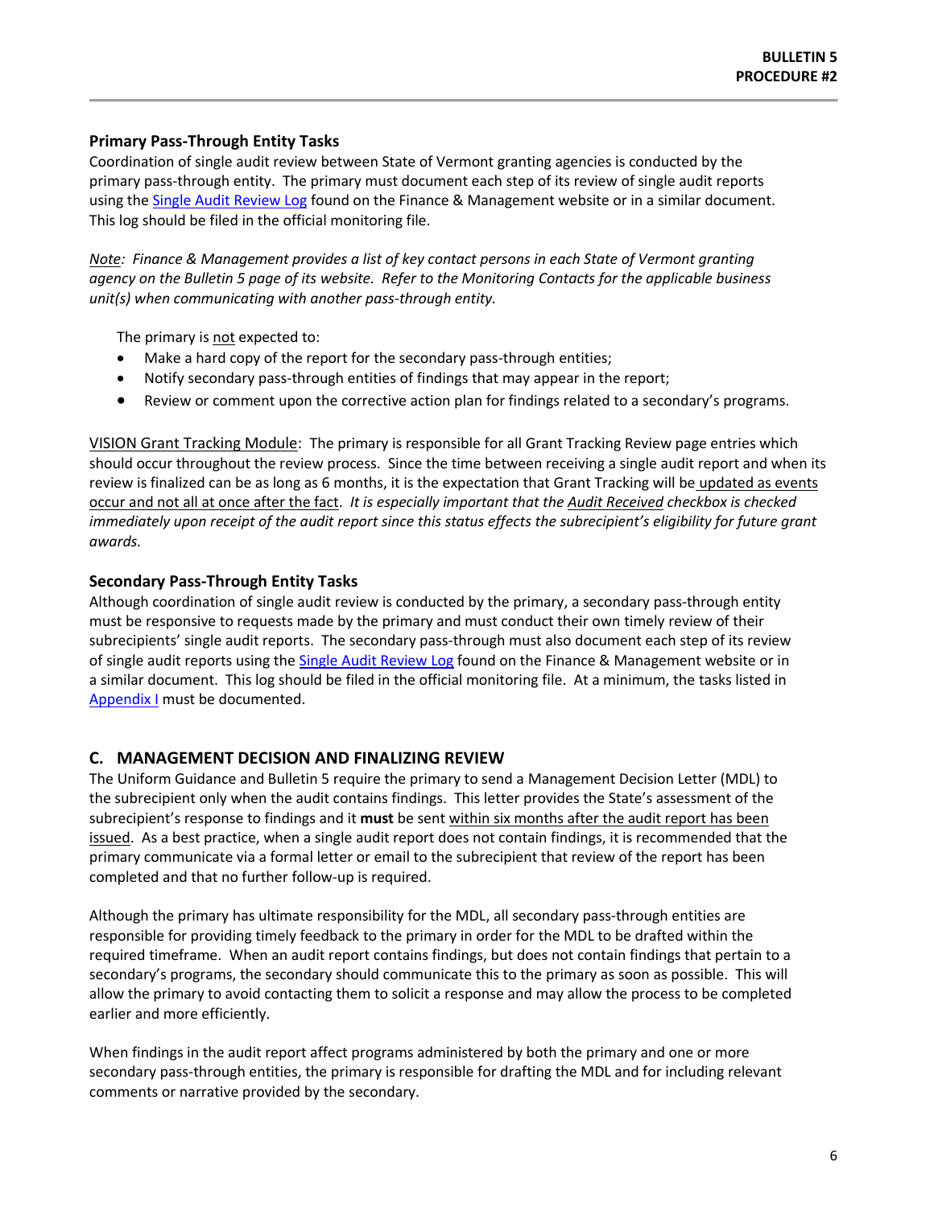### Primary Pass-Through Entity Tasks

Coordination of single audit review between State of Vermont granting agencies is conducted by the primary pass-through entity. The primary must document each step of its review of single audit reports using the [Single Audit Review Log] found on the Finance & Management website or in a similar document. This log should be filed in the official monitoring file.

*Note: Finance & Management provides a list of key contact persons in each State of Vermont granting agency on the Bulletin 5 page of its website. Refer to the Monitoring Contacts for the applicable business unit(s) when communicating with another pass-through entity.*

The primary is not expected to:

- Make a hard copy of the report for the secondary pass-through entities;
- Notify secondary pass-through entities of findings that may appear in the report;
- Review or comment upon the corrective action plan for findings related to a secondary's programs.

VISION Grant Tracking Module: The primary is responsible for all Grant Tracking Review page entries which should occur throughout the review process. Since the time between receiving a single audit report and when its review is finalized can be as long as 6 months, it is the expectation that Grant Tracking will be updated as events occur and not all at once after the fact. *It is especially important that the Audit Received checkbox is checked immediately upon receipt of the audit report since this status effects the subrecipient's eligibility for future grant awards.*

### Secondary Pass-Through Entity Tasks

Although coordination of single audit review is conducted by the primary, a secondary pass-through entity must be responsive to requests made by the primary and must conduct their own timely review of their subrecipients' single audit reports. The secondary pass-through must also document each step of its review of single audit reports using the [Single Audit Review Log] found on the Finance & Management website or in a similar document. This log should be filed in the official monitoring file. At a minimum, the tasks listed in [Appendix I] must be documented.

## C. MANAGEMENT DECISION AND FINALIZING REVIEW

The Uniform Guidance and Bulletin 5 require the primary to send a Management Decision Letter (MDL) to the subrecipient only when the audit contains findings. This letter provides the State's assessment of the subrecipient's response to findings and it **must** be sent within six months after the audit report has been issued. As a best practice, when a single audit report does not contain findings, it is recommended that the primary communicate via a formal letter or email to the subrecipient that review of the report has been completed and that no further follow-up is required.

Although the primary has ultimate responsibility for the MDL, all secondary pass-through entities are responsible for providing timely feedback to the primary in order for the MDL to be drafted within the required timeframe. When an audit report contains findings, but does not contain findings that pertain to a secondary's programs, the secondary should communicate this to the primary as soon as possible. This will allow the primary to avoid contacting them to solicit a response and may allow the process to be completed earlier and more efficiently.

When findings in the audit report affect programs administered by both the primary and one or more secondary pass-through entities, the primary is responsible for drafting the MDL and for including relevant comments or narrative provided by the secondary.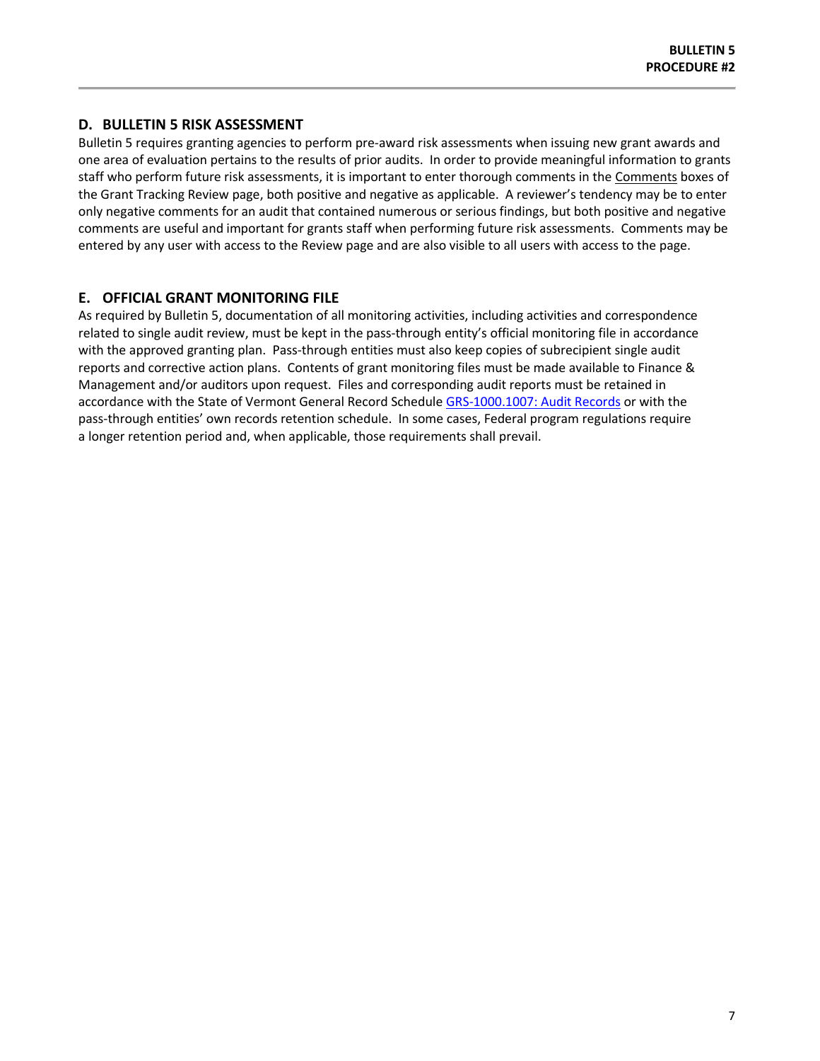## D. BULLETIN 5 RISK ASSESSMENT

Bulletin 5 requires granting agencies to perform pre-award risk assessments when issuing new grant awards and one area of evaluation pertains to the results of prior audits. In order to provide meaningful information to grants staff who perform future risk assessments, it is important to enter thorough comments in the Comments boxes of the Grant Tracking Review page, both positive and negative as applicable. A reviewer's tendency may be to enter only negative comments for an audit that contained numerous or serious findings, but both positive and negative comments are useful and important for grants staff when performing future risk assessments. Comments may be entered by any user with access to the Review page and are also visible to all users with access to the page.

## E. OFFICIAL GRANT MONITORING FILE

As required by Bulletin 5, documentation of all monitoring activities, including activities and correspondence related to single audit review, must be kept in the pass-through entity's official monitoring file in accordance with the approved granting plan. Pass-through entities must also keep copies of subrecipient single audit reports and corrective action plans. Contents of grant monitoring files must be made available to Finance & Management and/or auditors upon request. Files and corresponding audit reports must be retained in accordance with the State of Vermont General Record Schedule GRS-1000.1007: Audit Records or with the pass-through entities' own records retention schedule. In some cases, Federal program regulations require a longer retention period and, when applicable, those requirements shall prevail.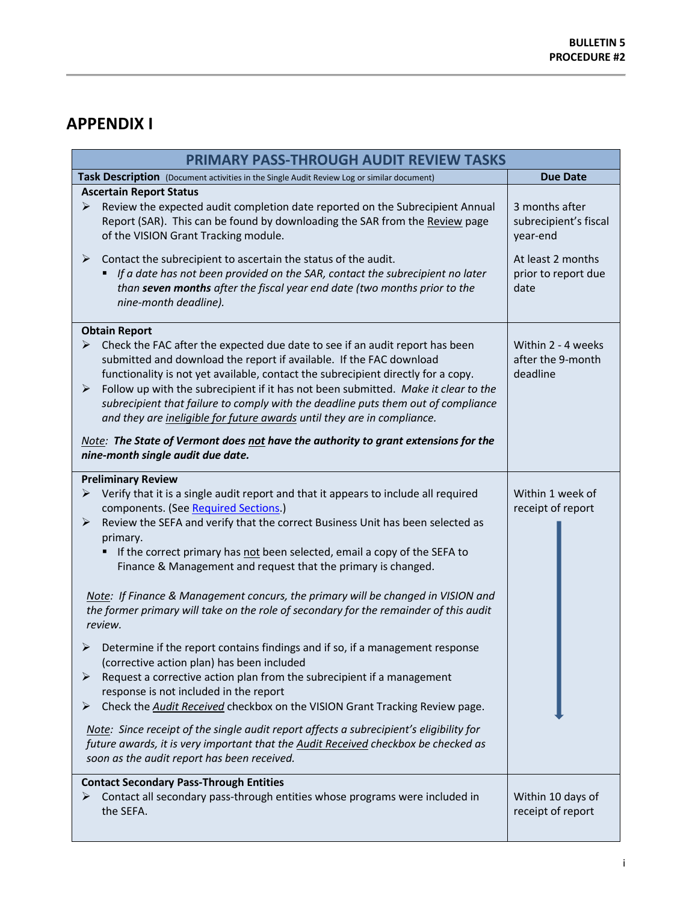## APPENDIX I

| PRIMARY PASS-THROUGH AUDIT REVIEW TASKS | |
|---|---|
| **Task Description** (Document activities in the Single Audit Review Log or similar document) | **Due Date** |
| **Ascertain Report Status**<br>➢ Review the expected audit completion date reported on the Subrecipient Annual Report (SAR). This can be found by downloading the SAR from the Review page of the VISION Grant Tracking module. | 3 months after subrecipient's fiscal year-end |
| ➢ Contact the subrecipient to ascertain the status of the audit.<br>▪ *If a date has not been provided on the SAR, contact the subrecipient no later than **seven months** after the fiscal year end date (two months prior to the nine-month deadline).* | At least 2 months prior to report due date |
| **Obtain Report**<br>➢ Check the FAC after the expected due date to see if an audit report has been submitted and download the report if available. If the FAC download functionality is not yet available, contact the subrecipient directly for a copy.<br>➢ Follow up with the subrecipient if it has not been submitted. *Make it clear to the subrecipient that failure to comply with the deadline puts them out of compliance and they are ineligible for future awards until they are in compliance.*<br><br>Note: ***The State of Vermont does not have the authority to grant extensions for the nine-month single audit due date.*** | Within 2 - 4 weeks after the 9-month deadline |
| **Preliminary Review**<br>➢ Verify that it is a single audit report and that it appears to include all required components. (See Required Sections.)<br>➢ Review the SEFA and verify that the correct Business Unit has been selected as primary.<br>▪ If the correct primary has not been selected, email a copy of the SEFA to Finance & Management and request that the primary is changed.<br><br>*Note: If Finance & Management concurs, the primary will be changed in VISION and the former primary will take on the role of secondary for the remainder of this audit review.*<br><br>➢ Determine if the report contains findings and if so, if a management response (corrective action plan) has been included<br>➢ Request a corrective action plan from the subrecipient if a management response is not included in the report<br>➢ Check the *Audit Received* checkbox on the VISION Grant Tracking Review page.<br><br>*Note: Since receipt of the single audit report affects a subrecipient's eligibility for future awards, it is very important that the Audit Received checkbox be checked as soon as the audit report has been received.* | Within 1 week of receipt of report |
| **Contact Secondary Pass-Through Entities**<br>➢ Contact all secondary pass-through entities whose programs were included in the SEFA. | Within 10 days of receipt of report |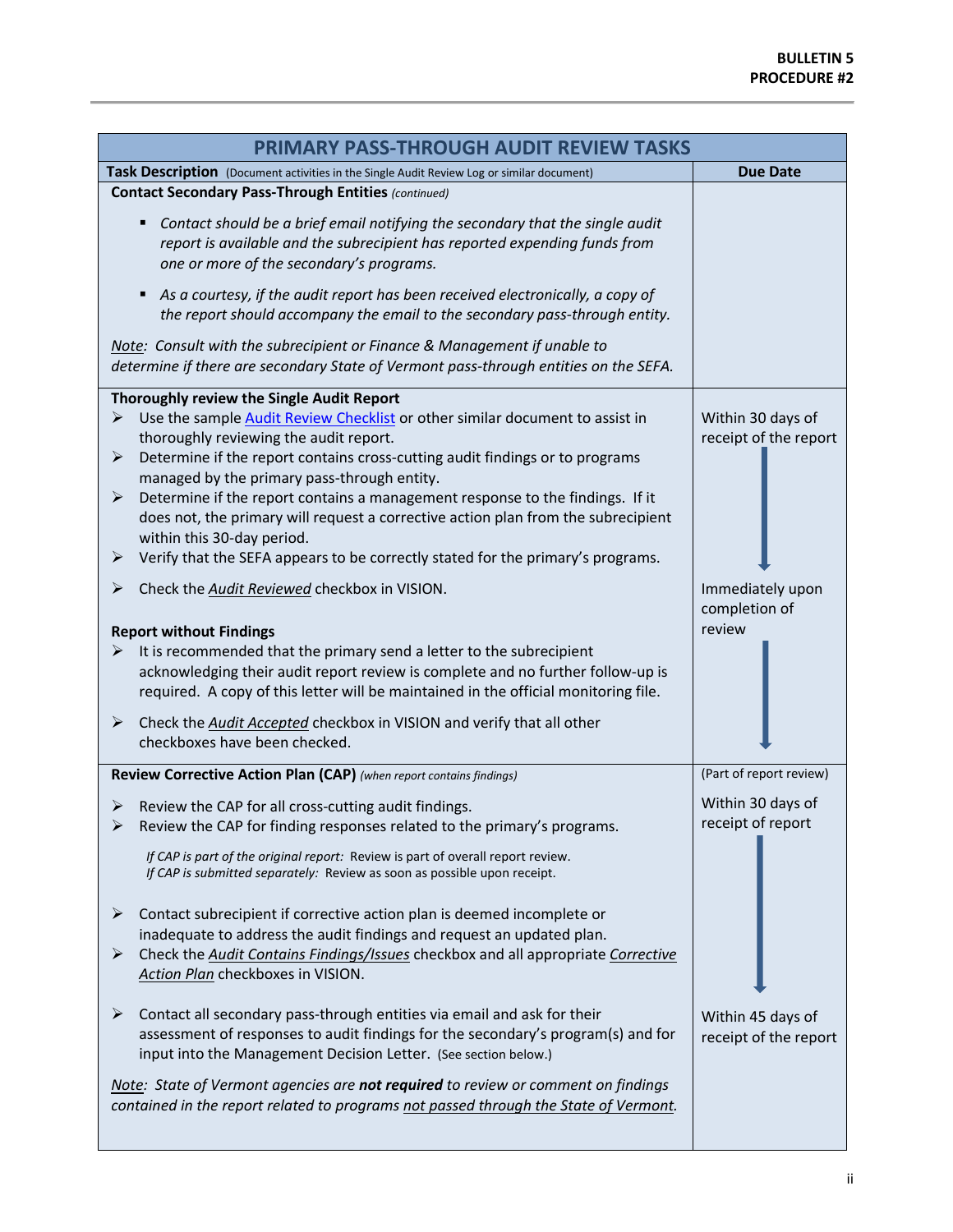| PRIMARY PASS-THROUGH AUDIT REVIEW TASKS | |
|---|---|
| **Task Description** (Document activities in the Single Audit Review Log or similar document) | **Due Date** |
| **Contact Secondary Pass-Through Entities** *(continued)*<br>▪ *Contact should be a brief email notifying the secondary that the single audit report is available and the subrecipient has reported expending funds from one or more of the secondary's programs.*<br>▪ *As a courtesy, if the audit report has been received electronically, a copy of the report should accompany the email to the secondary pass-through entity.*<br>*Note: Consult with the subrecipient or Finance & Management if unable to determine if there are secondary State of Vermont pass-through entities on the SEFA.* | |
| **Thoroughly review the Single Audit Report**<br>➢ Use the sample Audit Review Checklist or other similar document to assist in thoroughly reviewing the audit report.<br>➢ Determine if the report contains cross-cutting audit findings or to programs managed by the primary pass-through entity.<br>➢ Determine if the report contains a management response to the findings. If it does not, the primary will request a corrective action plan from the subrecipient within this 30-day period.<br>➢ Verify that the SEFA appears to be correctly stated for the primary's programs. | Within 30 days of receipt of the report |
| ➢ Check the *Audit Reviewed* checkbox in VISION.<br>**Report without Findings**<br>➢ It is recommended that the primary send a letter to the subrecipient acknowledging their audit report review is complete and no further follow-up is required. A copy of this letter will be maintained in the official monitoring file.<br>➢ Check the *Audit Accepted* checkbox in VISION and verify that all other checkboxes have been checked. | Immediately upon completion of review |
| **Review Corrective Action Plan (CAP)** *(when report contains findings)*<br>➢ Review the CAP for all cross-cutting audit findings.<br>➢ Review the CAP for finding responses related to the primary's programs.<br>*If CAP is part of the original report:* Review is part of overall report review.<br>*If CAP is submitted separately:* Review as soon as possible upon receipt.<br>➢ Contact subrecipient if corrective action plan is deemed incomplete or inadequate to address the audit findings and request an updated plan.<br>➢ Check the *Audit Contains Findings/Issues* checkbox and all appropriate *Corrective Action Plan* checkboxes in VISION. | (Part of report review)<br>Within 30 days of receipt of report |
| ➢ Contact all secondary pass-through entities via email and ask for their assessment of responses to audit findings for the secondary's program(s) and for input into the Management Decision Letter. (See section below.)<br>*Note: State of Vermont agencies are **not required** to review or comment on findings contained in the report related to programs not passed through the State of Vermont.* | Within 45 days of receipt of the report |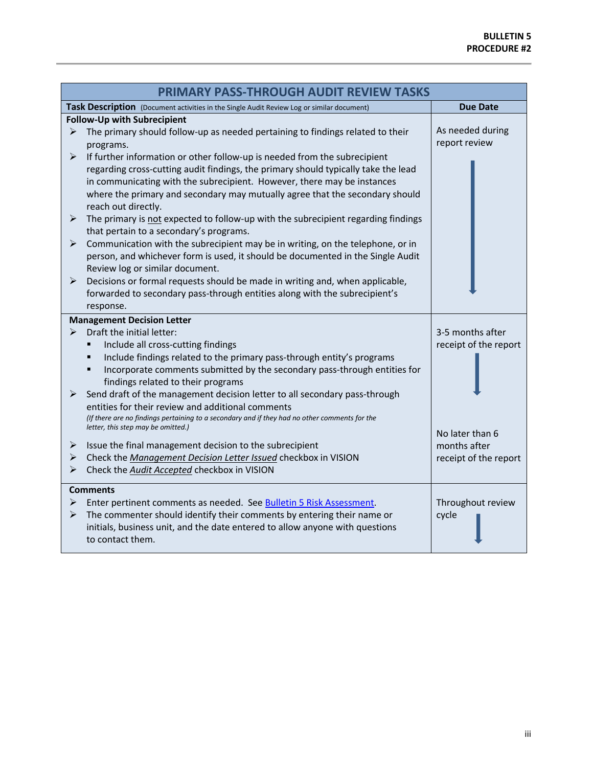| PRIMARY PASS-THROUGH AUDIT REVIEW TASKS | |
|---|---|
| **Task Description** (Document activities in the Single Audit Review Log or similar document) | **Due Date** |
| **Follow-Up with Subrecipient**<br>➢ The primary should follow-up as needed pertaining to findings related to their programs.<br>➢ If further information or other follow-up is needed from the subrecipient regarding cross-cutting audit findings, the primary should typically take the lead in communicating with the subrecipient. However, there may be instances where the primary and secondary may mutually agree that the secondary should reach out directly.<br>➢ The primary is not expected to follow-up with the subrecipient regarding findings that pertain to a secondary's programs.<br>➢ Communication with the subrecipient may be in writing, on the telephone, or in person, and whichever form is used, it should be documented in the Single Audit Review log or similar document.<br>➢ Decisions or formal requests should be made in writing and, when applicable, forwarded to secondary pass-through entities along with the subrecipient's response. | As needed during report review ↓ |
| **Management Decision Letter**<br>➢ Draft the initial letter:<br>▪ Include all cross-cutting findings<br>▪ Include findings related to the primary pass-through entity's programs<br>▪ Incorporate comments submitted by the secondary pass-through entities for findings related to their programs<br>➢ Send draft of the management decision letter to all secondary pass-through entities for their review and additional comments<br>*(If there are no findings pertaining to a secondary and if they had no other comments for the letter, this step may be omitted.)*<br>➢ Issue the final management decision to the subrecipient<br>➢ Check the *Management Decision Letter Issued* checkbox in VISION<br>➢ Check the *Audit Accepted* checkbox in VISION | 3-5 months after receipt of the report ↓<br><br>No later than 6 months after receipt of the report |
| **Comments**<br>➢ Enter pertinent comments as needed. See [Bulletin 5 Risk Assessment](Bulletin 5 Risk Assessment).<br>➢ The commenter should identify their comments by entering their name or initials, business unit, and the date entered to allow anyone with questions to contact them. | Throughout review cycle ↓ |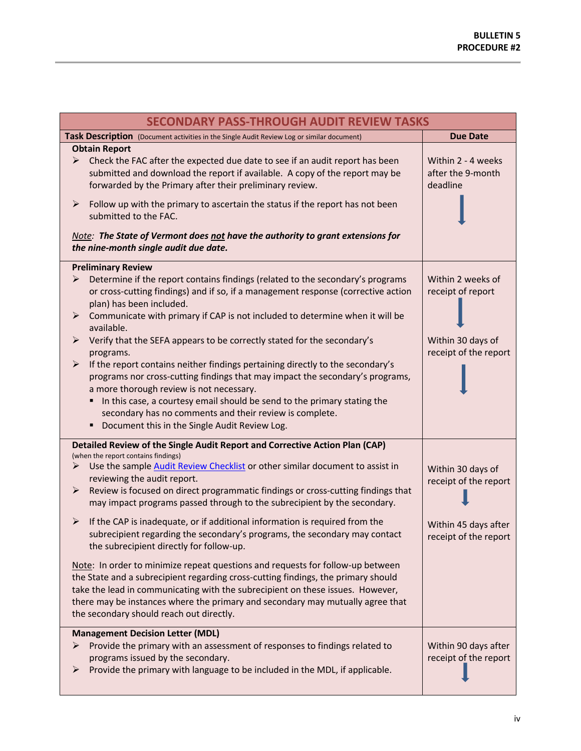| SECONDARY PASS-THROUGH AUDIT REVIEW TASKS | |
|---|---|
| **Task Description** (Document activities in the Single Audit Review Log or similar document) | **Due Date** |
| **Obtain Report**<br>➢ Check the FAC after the expected due date to see if an audit report has been submitted and download the report if available. A copy of the report may be forwarded by the Primary after their preliminary review.<br>➢ Follow up with the primary to ascertain the status if the report has not been submitted to the FAC.<br>Note: ***The State of Vermont does not have the authority to grant extensions for the nine-month single audit due date.*** | Within 2 - 4 weeks after the 9-month deadline<br>↓ |
| **Preliminary Review**<br>➢ Determine if the report contains findings (related to the secondary's programs or cross-cutting findings) and if so, if a management response (corrective action plan) has been included.<br>➢ Communicate with primary if CAP is not included to determine when it will be available.<br>➢ Verify that the SEFA appears to be correctly stated for the secondary's programs.<br>➢ If the report contains neither findings pertaining directly to the secondary's programs nor cross-cutting findings that may impact the secondary's programs, a more thorough review is not necessary.<br>&nbsp;&nbsp;▪ In this case, a courtesy email should be send to the primary stating the secondary has no comments and their review is complete.<br>&nbsp;&nbsp;▪ Document this in the Single Audit Review Log. | Within 2 weeks of receipt of report<br>↓<br>Within 30 days of receipt of the report<br>↓ |
| **Detailed Review of the Single Audit Report and Corrective Action Plan (CAP)**<br>(when the report contains findings)<br>➢ Use the sample Audit Review Checklist or other similar document to assist in reviewing the audit report.<br>➢ Review is focused on direct programmatic findings or cross-cutting findings that may impact programs passed through to the subrecipient by the secondary.<br>➢ If the CAP is inadequate, or if additional information is required from the subrecipient regarding the secondary's programs, the secondary may contact the subrecipient directly for follow-up.<br>Note: In order to minimize repeat questions and requests for follow-up between the State and a subrecipient regarding cross-cutting findings, the primary should take the lead in communicating with the subrecipient on these issues. However, there may be instances where the primary and secondary may mutually agree that the secondary should reach out directly. | Within 30 days of receipt of the report<br>↓<br>Within 45 days after receipt of the report |
| **Management Decision Letter (MDL)**<br>➢ Provide the primary with an assessment of responses to findings related to programs issued by the secondary.<br>➢ Provide the primary with language to be included in the MDL, if applicable. | Within 90 days after receipt of the report<br>↓ |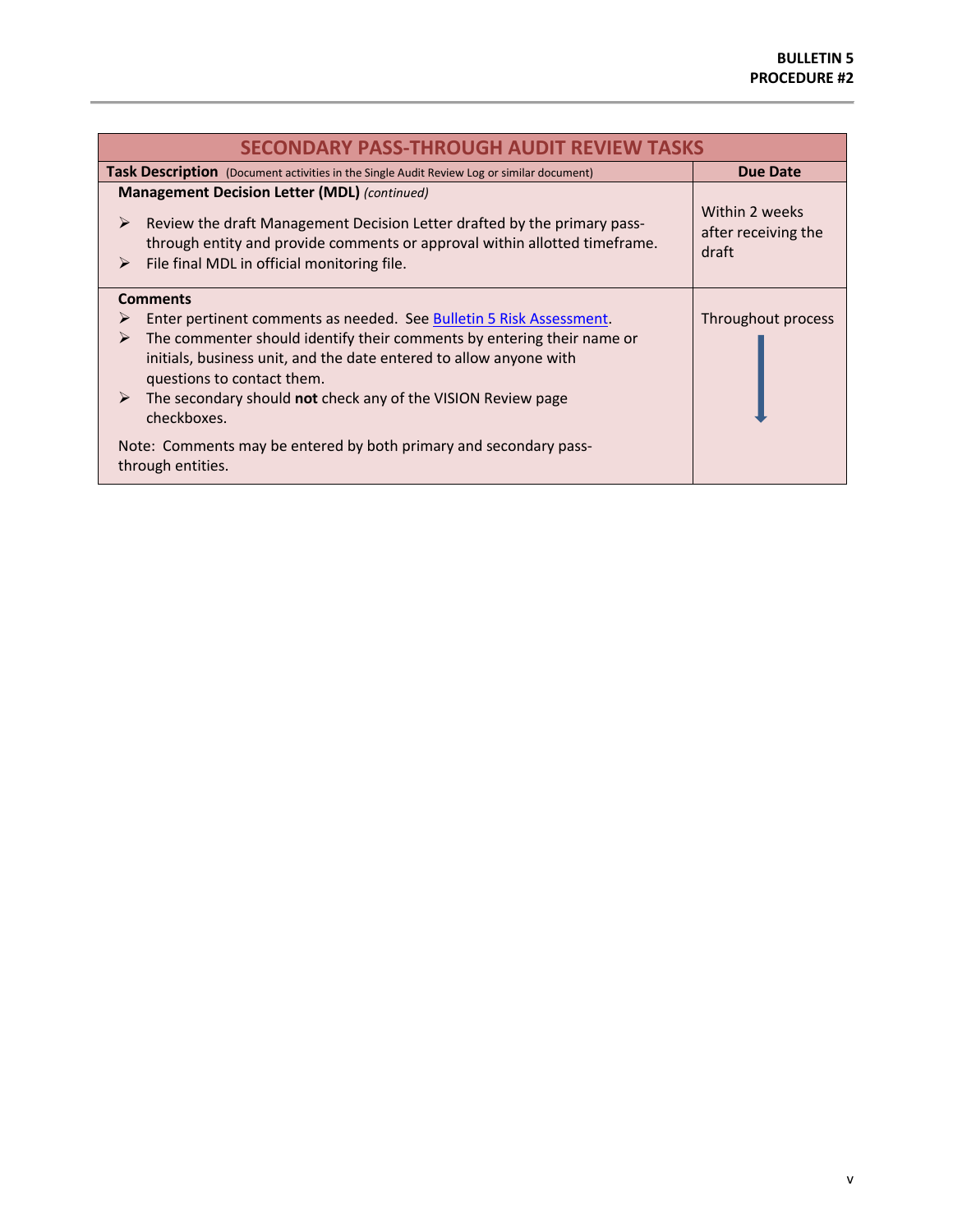| SECONDARY PASS-THROUGH AUDIT REVIEW TASKS | |
|---|---|
| **Task Description** (Document activities in the Single Audit Review Log or similar document) | **Due Date** |
| **Management Decision Letter (MDL)** *(continued)*<br>➢ Review the draft Management Decision Letter drafted by the primary pass-through entity and provide comments or approval within allotted timeframe.<br>➢ File final MDL in official monitoring file. | Within 2 weeks after receiving the draft |
| **Comments**<br>➢ Enter pertinent comments as needed. See Bulletin 5 Risk Assessment.<br>➢ The commenter should identify their comments by entering their name or initials, business unit, and the date entered to allow anyone with questions to contact them.<br>➢ The secondary should **not** check any of the VISION Review page checkboxes.<br>Note: Comments may be entered by both primary and secondary pass-through entities. | Throughout process |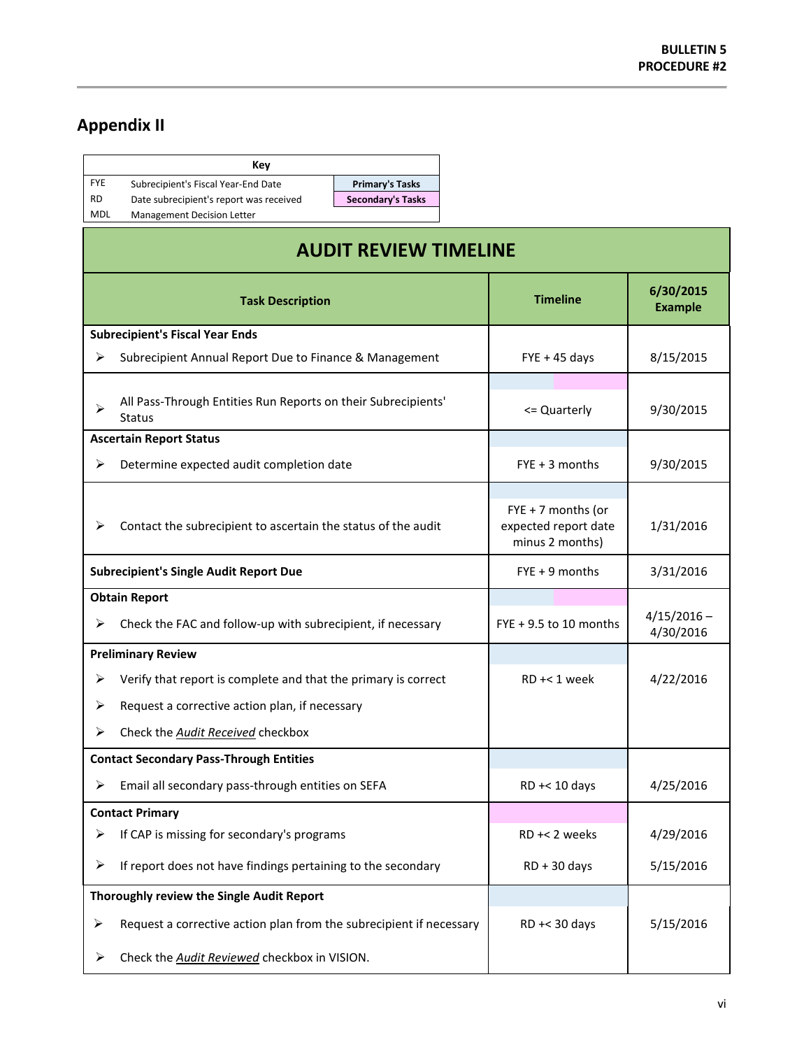## Appendix II

| Key | | |
|---|---|---|
| FYE | Subrecipient's Fiscal Year-End Date | Primary's Tasks |
| RD | Date subrecipient's report was received | Secondary's Tasks |
| MDL | Management Decision Letter | |

**AUDIT REVIEW TIMELINE**

| Task Description | Timeline | 6/30/2015 Example |
|---|---|---|
| **Subrecipient's Fiscal Year Ends** | | |
| ➢ Subrecipient Annual Report Due to Finance & Management | FYE + 45 days | 8/15/2015 |
| ➢ All Pass-Through Entities Run Reports on their Subrecipients' Status | <= Quarterly | 9/30/2015 |
| **Ascertain Report Status** | | |
| ➢ Determine expected audit completion date | FYE + 3 months | 9/30/2015 |
| ➢ Contact the subrecipient to ascertain the status of the audit | FYE + 7 months (or expected report date minus 2 months) | 1/31/2016 |
| **Subrecipient's Single Audit Report Due** | FYE + 9 months | 3/31/2016 |
| **Obtain Report** | | |
| ➢ Check the FAC and follow-up with subrecipient, if necessary | FYE + 9.5 to 10 months | 4/15/2016 – 4/30/2016 |
| **Preliminary Review** | | |
| ➢ Verify that report is complete and that the primary is correct | RD +< 1 week | 4/22/2016 |
| ➢ Request a corrective action plan, if necessary | | |
| ➢ Check the *Audit Received* checkbox | | |
| **Contact Secondary Pass-Through Entities** | | |
| ➢ Email all secondary pass-through entities on SEFA | RD +< 10 days | 4/25/2016 |
| **Contact Primary** | | |
| ➢ If CAP is missing for secondary's programs | RD +< 2 weeks | 4/29/2016 |
| ➢ If report does not have findings pertaining to the secondary | RD + 30 days | 5/15/2016 |
| **Thoroughly review the Single Audit Report** | | |
| ➢ Request a corrective action plan from the subrecipient if necessary | RD +< 30 days | 5/15/2016 |
| ➢ Check the *Audit Reviewed* checkbox in VISION. | | |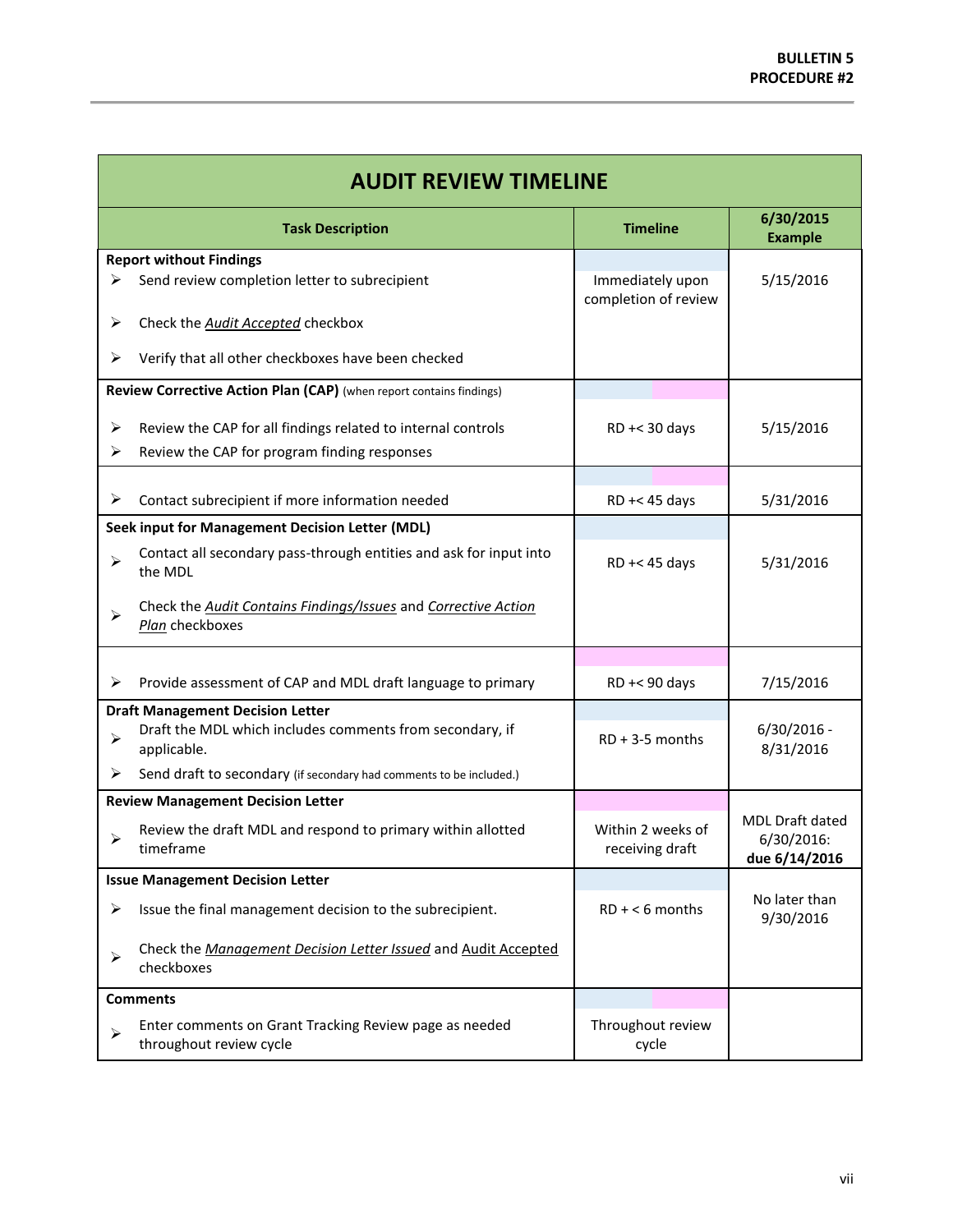| AUDIT REVIEW TIMELINE | | |
|---|---|---|
| **Task Description** | **Timeline** | **6/30/2015 Example** |
| **Report without Findings** | | |
| ➢ Send review completion letter to subrecipient<br>➢ Check the *Audit Accepted* checkbox<br>➢ Verify that all other checkboxes have been checked | Immediately upon completion of review | 5/15/2016 |
| **Review Corrective Action Plan (CAP)** (when report contains findings) | | |
| ➢ Review the CAP for all findings related to internal controls<br>➢ Review the CAP for program finding responses | RD +< 30 days | 5/15/2016 |
| ➢ Contact subrecipient if more information needed | RD +< 45 days | 5/31/2016 |
| **Seek input for Management Decision Letter (MDL)** | | |
| ➢ Contact all secondary pass-through entities and ask for input into the MDL<br>➢ Check the *Audit Contains Findings/Issues* and *Corrective Action Plan* checkboxes | RD +< 45 days | 5/31/2016 |
| ➢ Provide assessment of CAP and MDL draft language to primary | RD +< 90 days | 7/15/2016 |
| **Draft Management Decision Letter** | | |
| ➢ Draft the MDL which includes comments from secondary, if applicable.<br>➢ Send draft to secondary (if secondary had comments to be included.) | RD + 3-5 months | 6/30/2016 - 8/31/2016 |
| **Review Management Decision Letter** | | |
| ➢ Review the draft MDL and respond to primary within allotted timeframe | Within 2 weeks of receiving draft | MDL Draft dated 6/30/2016: **due 6/14/2016** |
| **Issue Management Decision Letter** | | |
| ➢ Issue the final management decision to the subrecipient.<br>➢ Check the *Management Decision Letter Issued* and Audit Accepted checkboxes | RD + < 6 months | No later than 9/30/2016 |
| **Comments** | | |
| ➢ Enter comments on Grant Tracking Review page as needed throughout review cycle | Throughout review cycle | |